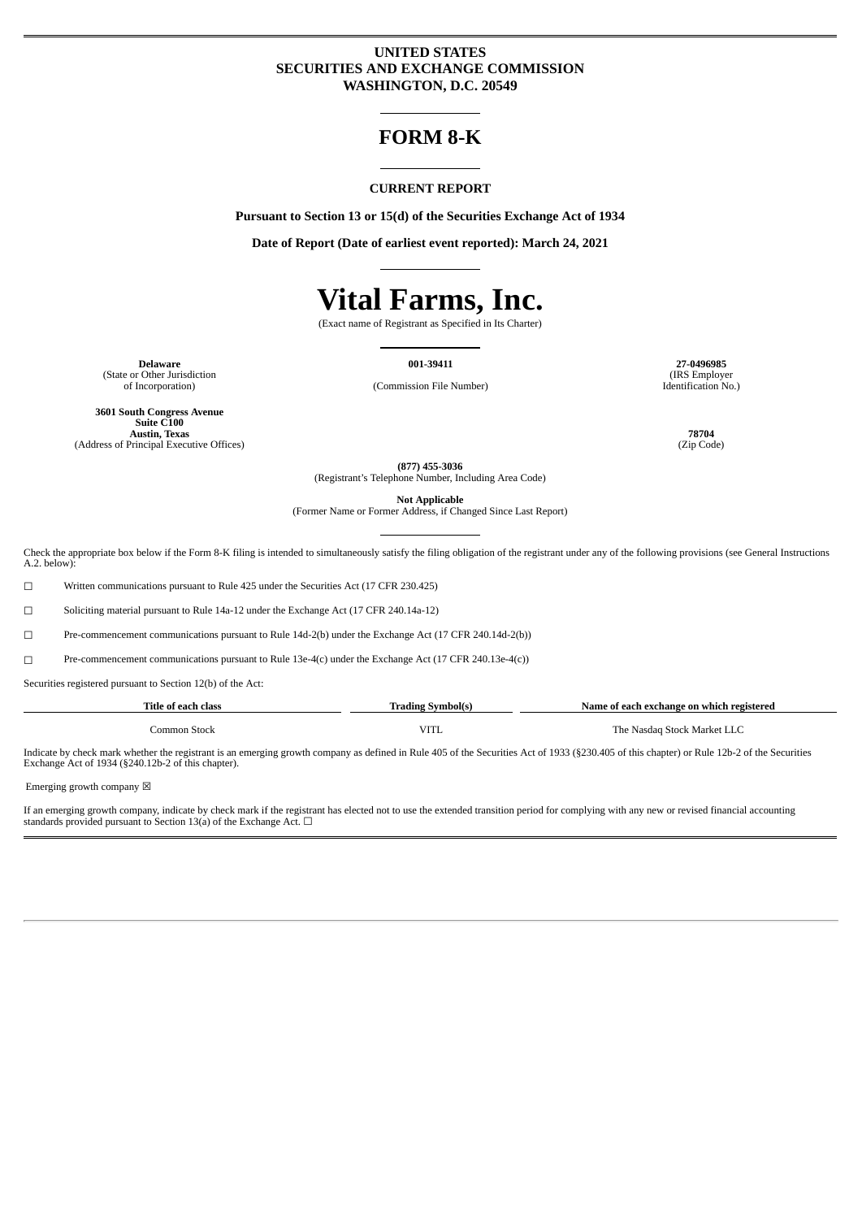**UNITED STATES**
**SECURITIES AND EXCHANGE COMMISSION**
**WASHINGTON, D.C. 20549**

# FORM 8-K

**CURRENT REPORT**

**Pursuant to Section 13 or 15(d) of the Securities Exchange Act of 1934**

**Date of Report (Date of earliest event reported): March 24, 2021**

# Vital Farms, Inc.

(Exact name of Registrant as Specified in Its Charter)

| **Delaware** | **001-39411** | **27-0496985** |
|---|---|---|
| (State or Other Jurisdiction of Incorporation) | (Commission File Number) | (IRS Employer Identification No.) |

| **3601 South Congress Avenue Suite C100 Austin, Texas** | **78704** |
|---|---|
| (Address of Principal Executive Offices) | (Zip Code) |

**(877) 455-3036**
(Registrant's Telephone Number, Including Area Code)

**Not Applicable**
(Former Name or Former Address, if Changed Since Last Report)

Check the appropriate box below if the Form 8-K filing is intended to simultaneously satisfy the filing obligation of the registrant under any of the following provisions (see General Instructions A.2. below):

☐ Written communications pursuant to Rule 425 under the Securities Act (17 CFR 230.425)

☐ Soliciting material pursuant to Rule 14a-12 under the Exchange Act (17 CFR 240.14a-12)

☐ Pre-commencement communications pursuant to Rule 14d-2(b) under the Exchange Act (17 CFR 240.14d-2(b))

☐ Pre-commencement communications pursuant to Rule 13e-4(c) under the Exchange Act (17 CFR 240.13e-4(c))

Securities registered pursuant to Section 12(b) of the Act:

| Title of each class | Trading Symbol(s) | Name of each exchange on which registered |
|---|---|---|
| Common Stock | VITL | The Nasdaq Stock Market LLC |

Indicate by check mark whether the registrant is an emerging growth company as defined in Rule 405 of the Securities Act of 1933 (§230.405 of this chapter) or Rule 12b-2 of the Securities Exchange Act of 1934 (§240.12b-2 of this chapter).

Emerging growth company ☒

If an emerging growth company, indicate by check mark if the registrant has elected not to use the extended transition period for complying with any new or revised financial accounting standards provided pursuant to Section 13(a) of the Exchange Act. ☐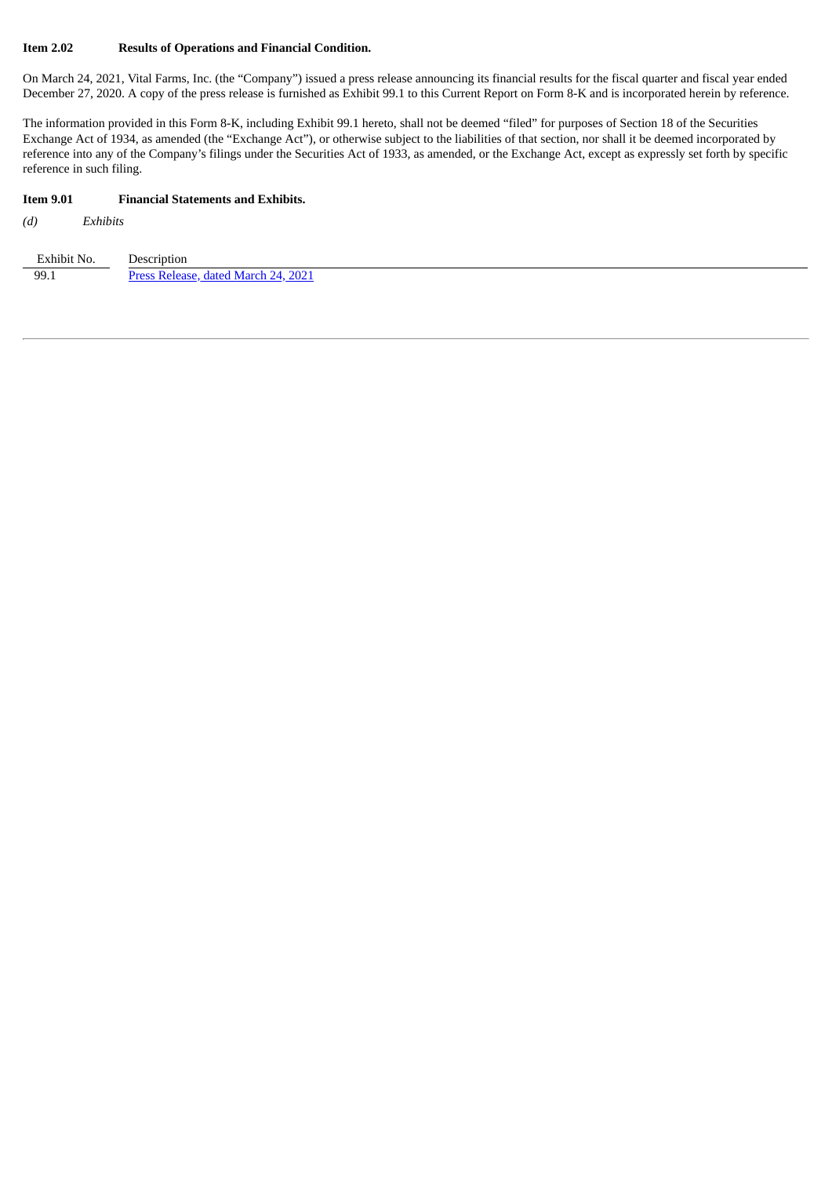**Item 2.02 Results of Operations and Financial Condition.**

On March 24, 2021, Vital Farms, Inc. (the "Company") issued a press release announcing its financial results for the fiscal quarter and fiscal year ended December 27, 2020. A copy of the press release is furnished as Exhibit 99.1 to this Current Report on Form 8-K and is incorporated herein by reference.

The information provided in this Form 8-K, including Exhibit 99.1 hereto, shall not be deemed "filed" for purposes of Section 18 of the Securities Exchange Act of 1934, as amended (the "Exchange Act"), or otherwise subject to the liabilities of that section, nor shall it be deemed incorporated by reference into any of the Company's filings under the Securities Act of 1933, as amended, or the Exchange Act, except as expressly set forth by specific reference in such filing.

**Item 9.01 Financial Statements and Exhibits.**

*(d) Exhibits*

| Exhibit No. | Description |
|---|---|
| 99.1 | Press Release, dated March 24, 2021 |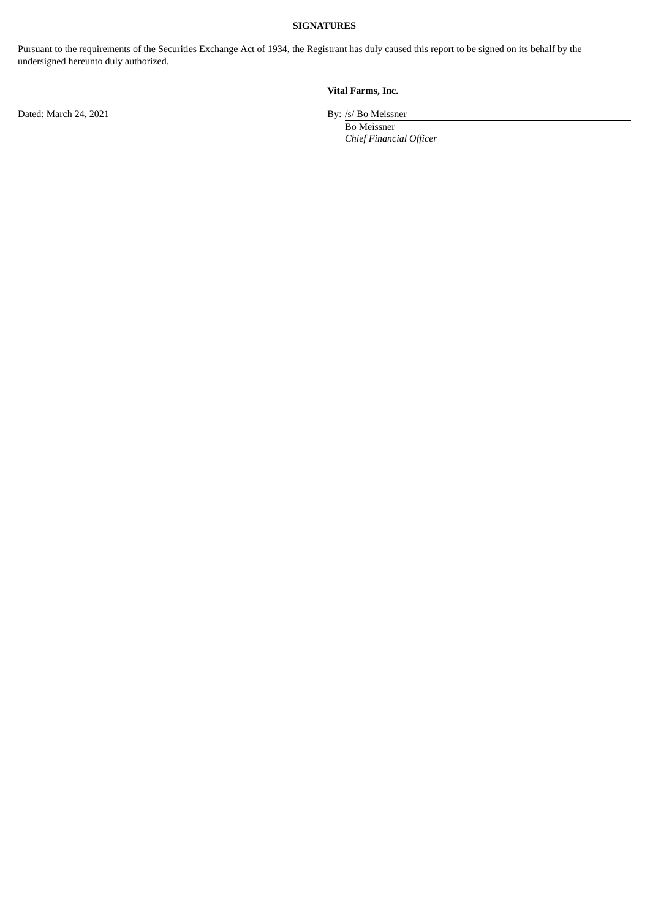**SIGNATURES**

Pursuant to the requirements of the Securities Exchange Act of 1934, the Registrant has duly caused this report to be signed on its behalf by the undersigned hereunto duly authorized.

**Vital Farms, Inc.**

Dated: March 24, 2021

By: /s/ Bo Meissner

Bo Meissner

*Chief Financial Officer*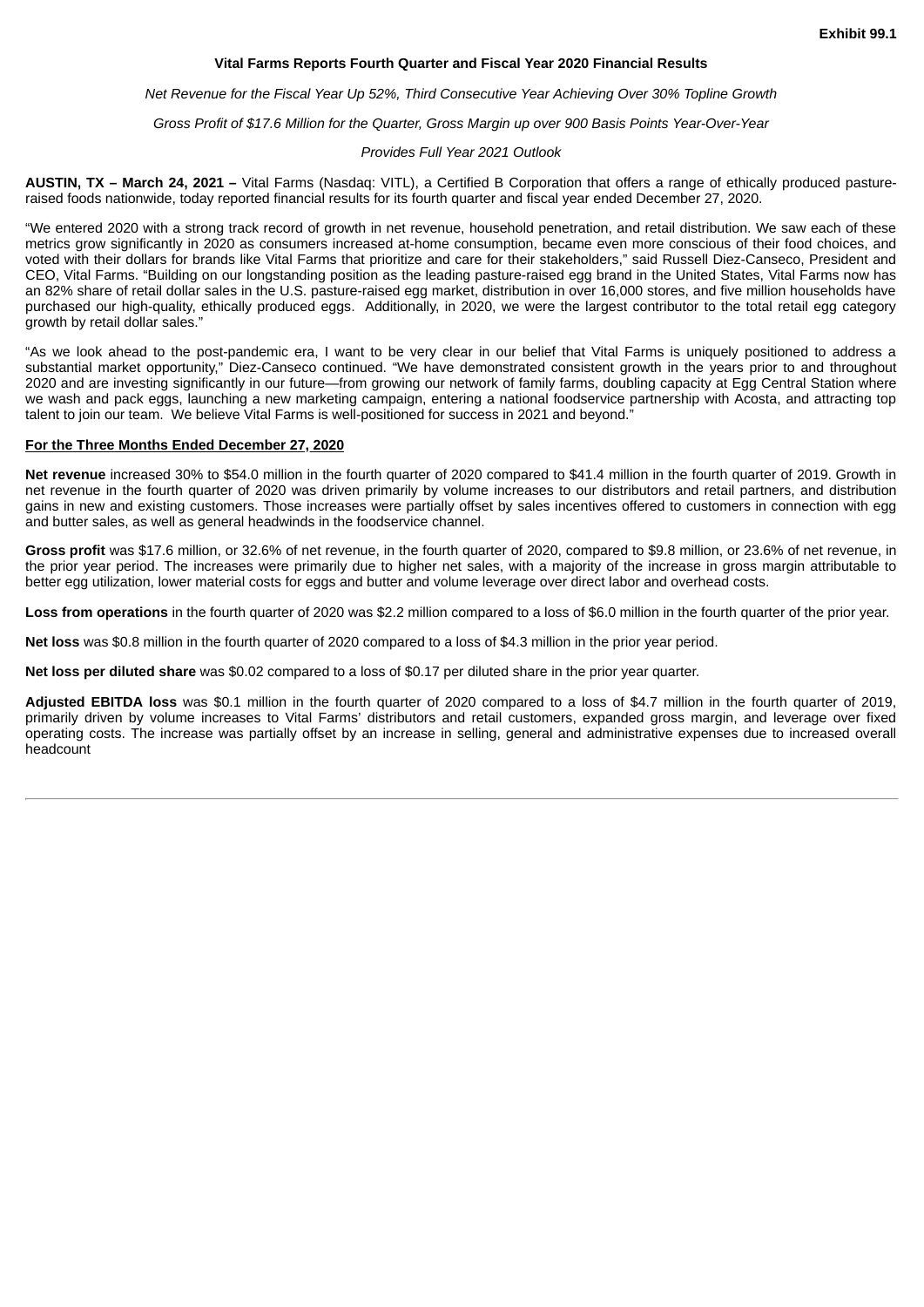**Exhibit 99.1**

**Vital Farms Reports Fourth Quarter and Fiscal Year 2020 Financial Results**

*Net Revenue for the Fiscal Year Up 52%, Third Consecutive Year Achieving Over 30% Topline Growth*

*Gross Profit of $17.6 Million for the Quarter, Gross Margin up over 900 Basis Points Year-Over-Year*

*Provides Full Year 2021 Outlook*

**AUSTIN, TX – March 24, 2021 –** Vital Farms (Nasdaq: VITL), a Certified B Corporation that offers a range of ethically produced pasture-raised foods nationwide, today reported financial results for its fourth quarter and fiscal year ended December 27, 2020.

"We entered 2020 with a strong track record of growth in net revenue, household penetration, and retail distribution. We saw each of these metrics grow significantly in 2020 as consumers increased at-home consumption, became even more conscious of their food choices, and voted with their dollars for brands like Vital Farms that prioritize and care for their stakeholders," said Russell Diez-Canseco, President and CEO, Vital Farms. "Building on our longstanding position as the leading pasture-raised egg brand in the United States, Vital Farms now has an 82% share of retail dollar sales in the U.S. pasture-raised egg market, distribution in over 16,000 stores, and five million households have purchased our high-quality, ethically produced eggs. Additionally, in 2020, we were the largest contributor to the total retail egg category growth by retail dollar sales."

"As we look ahead to the post-pandemic era, I want to be very clear in our belief that Vital Farms is uniquely positioned to address a substantial market opportunity," Diez-Canseco continued. "We have demonstrated consistent growth in the years prior to and throughout 2020 and are investing significantly in our future—from growing our network of family farms, doubling capacity at Egg Central Station where we wash and pack eggs, launching a new marketing campaign, entering a national foodservice partnership with Acosta, and attracting top talent to join our team. We believe Vital Farms is well-positioned for success in 2021 and beyond."

**For the Three Months Ended December 27, 2020**

**Net revenue** increased 30% to $54.0 million in the fourth quarter of 2020 compared to $41.4 million in the fourth quarter of 2019. Growth in net revenue in the fourth quarter of 2020 was driven primarily by volume increases to our distributors and retail partners, and distribution gains in new and existing customers. Those increases were partially offset by sales incentives offered to customers in connection with egg and butter sales, as well as general headwinds in the foodservice channel.

**Gross profit** was $17.6 million, or 32.6% of net revenue, in the fourth quarter of 2020, compared to $9.8 million, or 23.6% of net revenue, in the prior year period. The increases were primarily due to higher net sales, with a majority of the increase in gross margin attributable to better egg utilization, lower material costs for eggs and butter and volume leverage over direct labor and overhead costs.

**Loss from operations** in the fourth quarter of 2020 was $2.2 million compared to a loss of $6.0 million in the fourth quarter of the prior year.

**Net loss** was $0.8 million in the fourth quarter of 2020 compared to a loss of $4.3 million in the prior year period.

**Net loss per diluted share** was $0.02 compared to a loss of $0.17 per diluted share in the prior year quarter.

**Adjusted EBITDA loss** was $0.1 million in the fourth quarter of 2020 compared to a loss of $4.7 million in the fourth quarter of 2019, primarily driven by volume increases to Vital Farms' distributors and retail customers, expanded gross margin, and leverage over fixed operating costs. The increase was partially offset by an increase in selling, general and administrative expenses due to increased overall headcount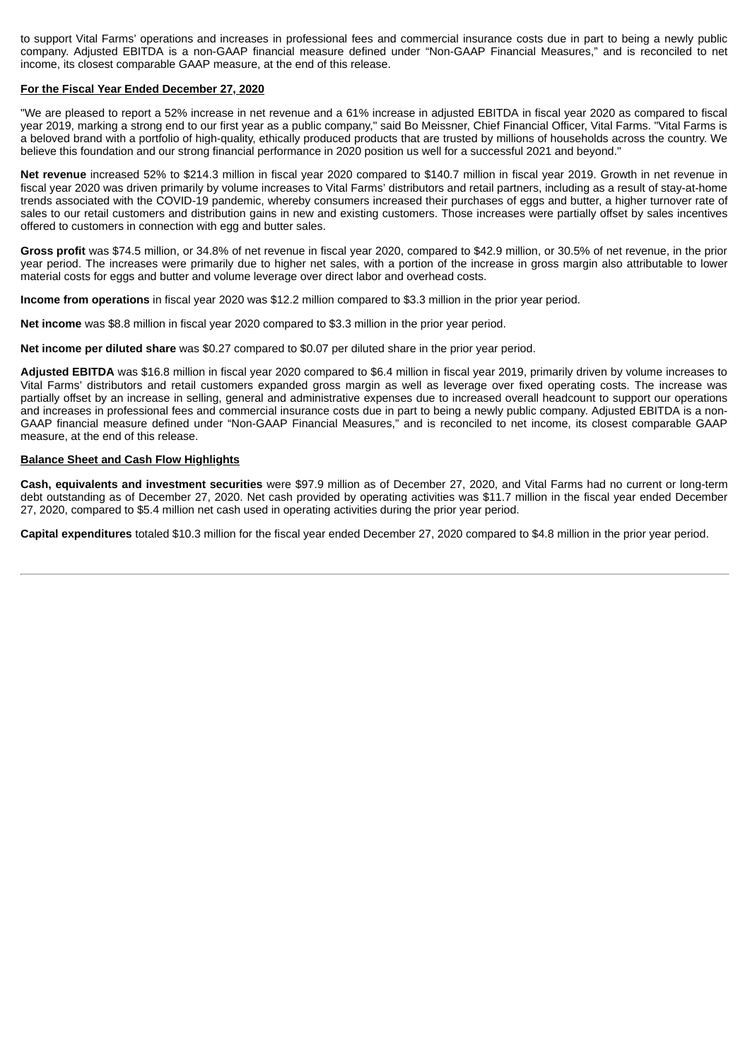to support Vital Farms' operations and increases in professional fees and commercial insurance costs due in part to being a newly public company. Adjusted EBITDA is a non-GAAP financial measure defined under "Non-GAAP Financial Measures," and is reconciled to net income, its closest comparable GAAP measure, at the end of this release.

**For the Fiscal Year Ended December 27, 2020**

"We are pleased to report a 52% increase in net revenue and a 61% increase in adjusted EBITDA in fiscal year 2020 as compared to fiscal year 2019, marking a strong end to our first year as a public company," said Bo Meissner, Chief Financial Officer, Vital Farms. "Vital Farms is a beloved brand with a portfolio of high-quality, ethically produced products that are trusted by millions of households across the country. We believe this foundation and our strong financial performance in 2020 position us well for a successful 2021 and beyond."

**Net revenue** increased 52% to $214.3 million in fiscal year 2020 compared to $140.7 million in fiscal year 2019. Growth in net revenue in fiscal year 2020 was driven primarily by volume increases to Vital Farms' distributors and retail partners, including as a result of stay-at-home trends associated with the COVID-19 pandemic, whereby consumers increased their purchases of eggs and butter, a higher turnover rate of sales to our retail customers and distribution gains in new and existing customers. Those increases were partially offset by sales incentives offered to customers in connection with egg and butter sales.

**Gross profit** was $74.5 million, or 34.8% of net revenue in fiscal year 2020, compared to $42.9 million, or 30.5% of net revenue, in the prior year period. The increases were primarily due to higher net sales, with a portion of the increase in gross margin also attributable to lower material costs for eggs and butter and volume leverage over direct labor and overhead costs.

**Income from operations** in fiscal year 2020 was $12.2 million compared to $3.3 million in the prior year period.

**Net income** was $8.8 million in fiscal year 2020 compared to $3.3 million in the prior year period.

**Net income per diluted share** was $0.27 compared to $0.07 per diluted share in the prior year period.

**Adjusted EBITDA** was $16.8 million in fiscal year 2020 compared to $6.4 million in fiscal year 2019, primarily driven by volume increases to Vital Farms' distributors and retail customers expanded gross margin as well as leverage over fixed operating costs. The increase was partially offset by an increase in selling, general and administrative expenses due to increased overall headcount to support our operations and increases in professional fees and commercial insurance costs due in part to being a newly public company. Adjusted EBITDA is a non-GAAP financial measure defined under "Non-GAAP Financial Measures," and is reconciled to net income, its closest comparable GAAP measure, at the end of this release.

**Balance Sheet and Cash Flow Highlights**

**Cash, equivalents and investment securities** were $97.9 million as of December 27, 2020, and Vital Farms had no current or long-term debt outstanding as of December 27, 2020. Net cash provided by operating activities was $11.7 million in the fiscal year ended December 27, 2020, compared to $5.4 million net cash used in operating activities during the prior year period.

**Capital expenditures** totaled $10.3 million for the fiscal year ended December 27, 2020 compared to $4.8 million in the prior year period.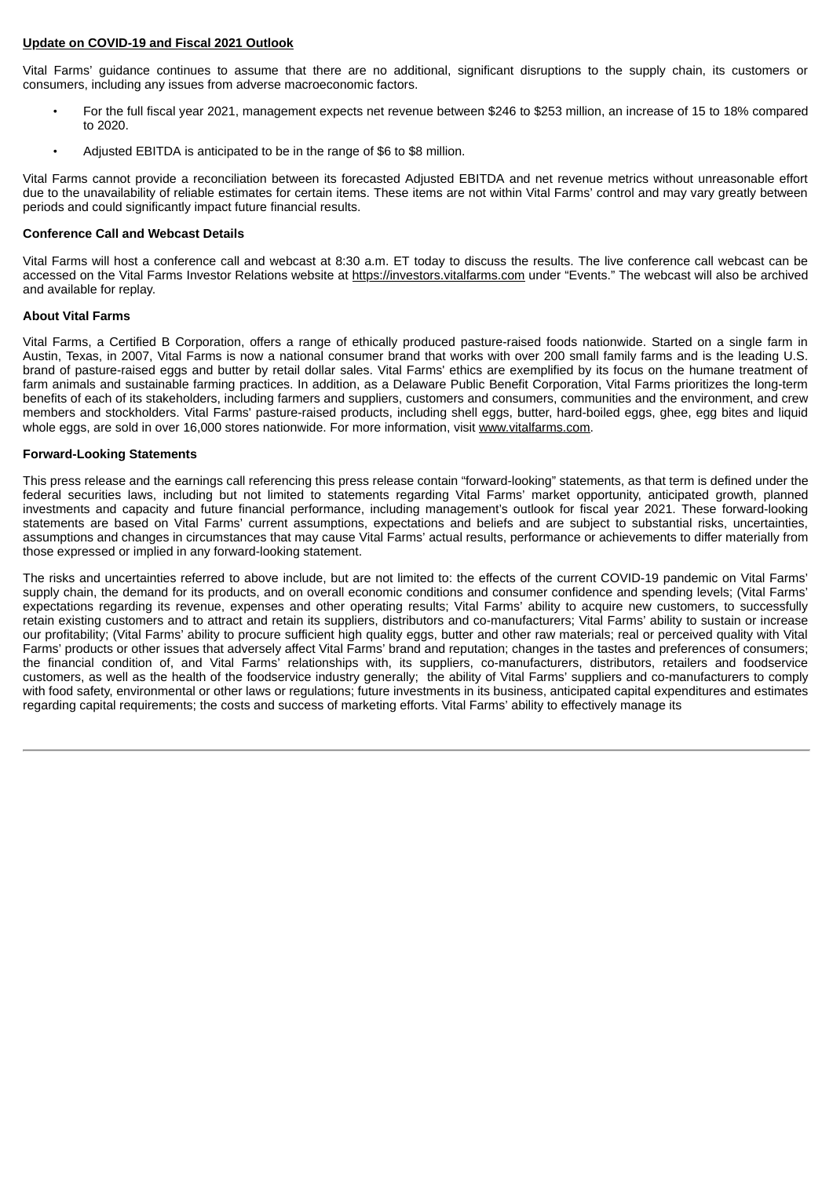**Update on COVID-19 and Fiscal 2021 Outlook**

Vital Farms' guidance continues to assume that there are no additional, significant disruptions to the supply chain, its customers or consumers, including any issues from adverse macroeconomic factors.

- For the full fiscal year 2021, management expects net revenue between $246 to $253 million, an increase of 15 to 18% compared to 2020.
- Adjusted EBITDA is anticipated to be in the range of $6 to $8 million.

Vital Farms cannot provide a reconciliation between its forecasted Adjusted EBITDA and net revenue metrics without unreasonable effort due to the unavailability of reliable estimates for certain items. These items are not within Vital Farms' control and may vary greatly between periods and could significantly impact future financial results.

**Conference Call and Webcast Details**

Vital Farms will host a conference call and webcast at 8:30 a.m. ET today to discuss the results. The live conference call webcast can be accessed on the Vital Farms Investor Relations website at https://investors.vitalfarms.com under "Events." The webcast will also be archived and available for replay.

**About Vital Farms**

Vital Farms, a Certified B Corporation, offers a range of ethically produced pasture-raised foods nationwide. Started on a single farm in Austin, Texas, in 2007, Vital Farms is now a national consumer brand that works with over 200 small family farms and is the leading U.S. brand of pasture-raised eggs and butter by retail dollar sales. Vital Farms' ethics are exemplified by its focus on the humane treatment of farm animals and sustainable farming practices. In addition, as a Delaware Public Benefit Corporation, Vital Farms prioritizes the long-term benefits of each of its stakeholders, including farmers and suppliers, customers and consumers, communities and the environment, and crew members and stockholders. Vital Farms' pasture-raised products, including shell eggs, butter, hard-boiled eggs, ghee, egg bites and liquid whole eggs, are sold in over 16,000 stores nationwide. For more information, visit www.vitalfarms.com.

**Forward-Looking Statements**

This press release and the earnings call referencing this press release contain "forward-looking" statements, as that term is defined under the federal securities laws, including but not limited to statements regarding Vital Farms' market opportunity, anticipated growth, planned investments and capacity and future financial performance, including management's outlook for fiscal year 2021. These forward-looking statements are based on Vital Farms' current assumptions, expectations and beliefs and are subject to substantial risks, uncertainties, assumptions and changes in circumstances that may cause Vital Farms' actual results, performance or achievements to differ materially from those expressed or implied in any forward-looking statement.

The risks and uncertainties referred to above include, but are not limited to: the effects of the current COVID-19 pandemic on Vital Farms' supply chain, the demand for its products, and on overall economic conditions and consumer confidence and spending levels; (Vital Farms' expectations regarding its revenue, expenses and other operating results; Vital Farms' ability to acquire new customers, to successfully retain existing customers and to attract and retain its suppliers, distributors and co-manufacturers; Vital Farms' ability to sustain or increase our profitability; (Vital Farms' ability to procure sufficient high quality eggs, butter and other raw materials; real or perceived quality with Vital Farms' products or other issues that adversely affect Vital Farms' brand and reputation; changes in the tastes and preferences of consumers; the financial condition of, and Vital Farms' relationships with, its suppliers, co-manufacturers, distributors, retailers and foodservice customers, as well as the health of the foodservice industry generally; the ability of Vital Farms' suppliers and co-manufacturers to comply with food safety, environmental or other laws or regulations; future investments in its business, anticipated capital expenditures and estimates regarding capital requirements; the costs and success of marketing efforts. Vital Farms' ability to effectively manage its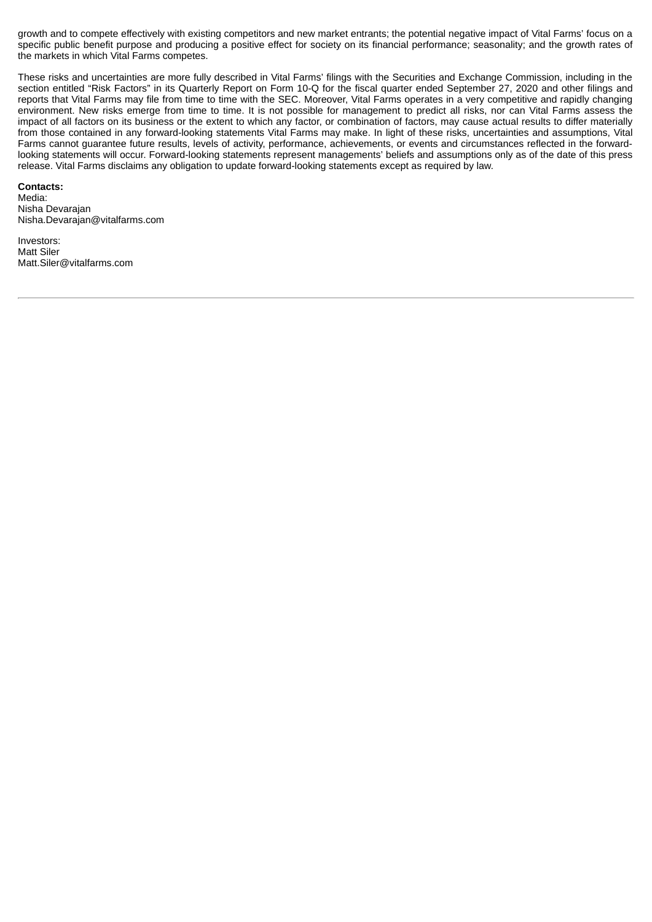growth and to compete effectively with existing competitors and new market entrants; the potential negative impact of Vital Farms' focus on a specific public benefit purpose and producing a positive effect for society on its financial performance; seasonality; and the growth rates of the markets in which Vital Farms competes.

These risks and uncertainties are more fully described in Vital Farms' filings with the Securities and Exchange Commission, including in the section entitled "Risk Factors" in its Quarterly Report on Form 10-Q for the fiscal quarter ended September 27, 2020 and other filings and reports that Vital Farms may file from time to time with the SEC. Moreover, Vital Farms operates in a very competitive and rapidly changing environment. New risks emerge from time to time. It is not possible for management to predict all risks, nor can Vital Farms assess the impact of all factors on its business or the extent to which any factor, or combination of factors, may cause actual results to differ materially from those contained in any forward-looking statements Vital Farms may make. In light of these risks, uncertainties and assumptions, Vital Farms cannot guarantee future results, levels of activity, performance, achievements, or events and circumstances reflected in the forward-looking statements will occur. Forward-looking statements represent managements' beliefs and assumptions only as of the date of this press release. Vital Farms disclaims any obligation to update forward-looking statements except as required by law.

**Contacts:**
Media:
Nisha Devarajan
Nisha.Devarajan@vitalfarms.com

Investors:
Matt Siler
Matt.Siler@vitalfarms.com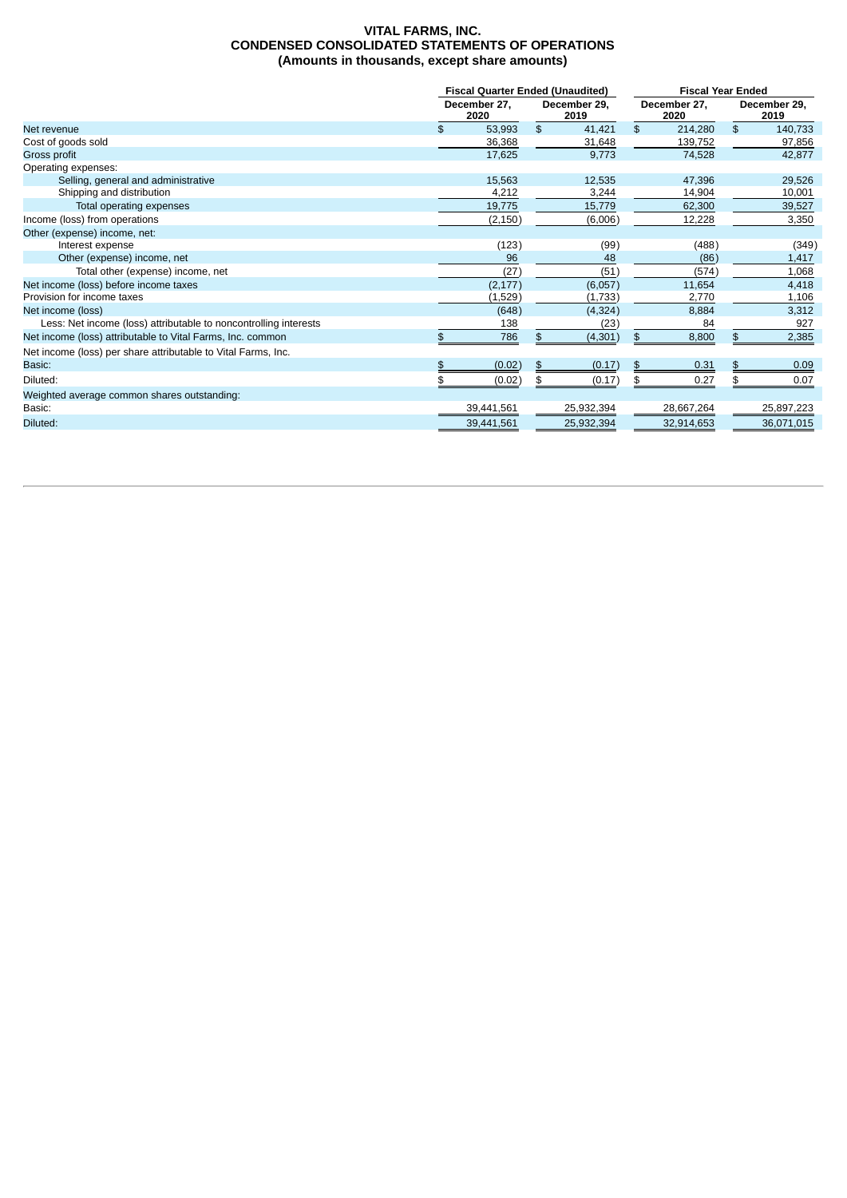# VITAL FARMS, INC.
## CONDENSED CONSOLIDATED STATEMENTS OF OPERATIONS
### (Amounts in thousands, except share amounts)

| | Fiscal Quarter Ended (Unaudited) | | Fiscal Year Ended | |
|---|---|---|---|---|
| | December 27, 2020 | December 29, 2019 | December 27, 2020 | December 29, 2019 |
| Net revenue | $ 53,993 | $ 41,421 | $ 214,280 | $ 140,733 |
| Cost of goods sold | 36,368 | 31,648 | 139,752 | 97,856 |
| Gross profit | 17,625 | 9,773 | 74,528 | 42,877 |
| Operating expenses: | | | | |
| Selling, general and administrative | 15,563 | 12,535 | 47,396 | 29,526 |
| Shipping and distribution | 4,212 | 3,244 | 14,904 | 10,001 |
| Total operating expenses | 19,775 | 15,779 | 62,300 | 39,527 |
| Income (loss) from operations | (2,150) | (6,006) | 12,228 | 3,350 |
| Other (expense) income, net: | | | | |
| Interest expense | (123) | (99) | (488) | (349) |
| Other (expense) income, net | 96 | 48 | (86) | 1,417 |
| Total other (expense) income, net | (27) | (51) | (574) | 1,068 |
| Net income (loss) before income taxes | (2,177) | (6,057) | 11,654 | 4,418 |
| Provision for income taxes | (1,529) | (1,733) | 2,770 | 1,106 |
| Net income (loss) | (648) | (4,324) | 8,884 | 3,312 |
| Less: Net income (loss) attributable to noncontrolling interests | 138 | (23) | 84 | 927 |
| Net income (loss) attributable to Vital Farms, Inc. common | $ 786 | $ (4,301) | $ 8,800 | $ 2,385 |
| Net income (loss) per share attributable to Vital Farms, Inc. | | | | |
| Basic: | $ (0.02) | $ (0.17) | $ 0.31 | $ 0.09 |
| Diluted: | $ (0.02) | $ (0.17) | $ 0.27 | $ 0.07 |
| Weighted average common shares outstanding: | | | | |
| Basic: | 39,441,561 | 25,932,394 | 28,667,264 | 25,897,223 |
| Diluted: | 39,441,561 | 25,932,394 | 32,914,653 | 36,071,015 |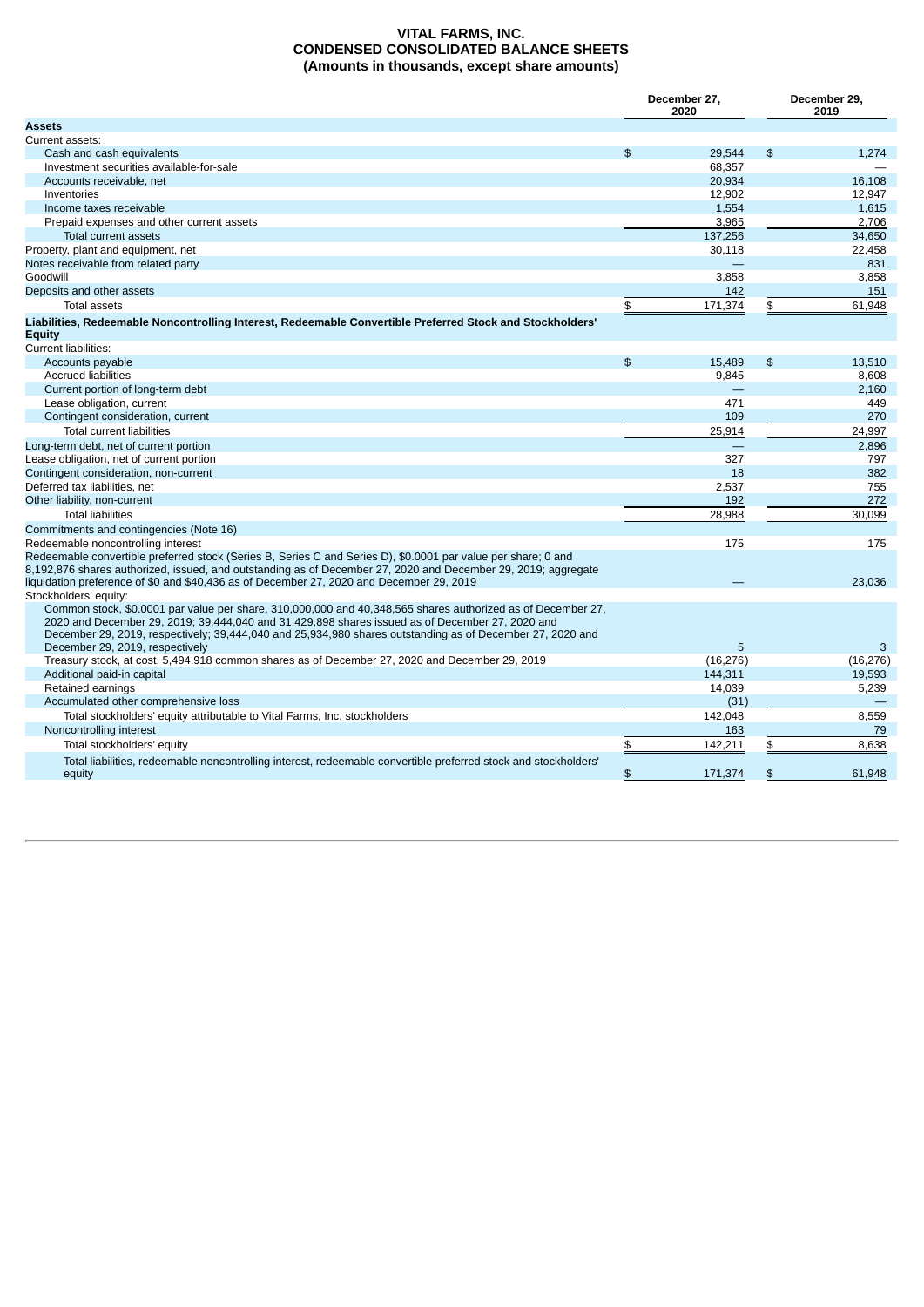# VITAL FARMS, INC.
## CONDENSED CONSOLIDATED BALANCE SHEETS
### (Amounts in thousands, except share amounts)

| | December 27, 2020 | December 29, 2019 |
|---|---|---|
| **Assets** | | |
| Current assets: | | |
| Cash and cash equivalents | $ 29,544 | $ 1,274 |
| Investment securities available-for-sale | 68,357 | — |
| Accounts receivable, net | 20,934 | 16,108 |
| Inventories | 12,902 | 12,947 |
| Income taxes receivable | 1,554 | 1,615 |
| Prepaid expenses and other current assets | 3,965 | 2,706 |
| Total current assets | 137,256 | 34,650 |
| Property, plant and equipment, net | 30,118 | 22,458 |
| Notes receivable from related party | — | 831 |
| Goodwill | 3,858 | 3,858 |
| Deposits and other assets | 142 | 151 |
| Total assets | $ 171,374 | $ 61,948 |
| **Liabilities, Redeemable Noncontrolling Interest, Redeemable Convertible Preferred Stock and Stockholders' Equity** | | |
| Current liabilities: | | |
| Accounts payable | $ 15,489 | $ 13,510 |
| Accrued liabilities | 9,845 | 8,608 |
| Current portion of long-term debt | — | 2,160 |
| Lease obligation, current | 471 | 449 |
| Contingent consideration, current | 109 | 270 |
| Total current liabilities | 25,914 | 24,997 |
| Long-term debt, net of current portion | — | 2,896 |
| Lease obligation, net of current portion | 327 | 797 |
| Contingent consideration, non-current | 18 | 382 |
| Deferred tax liabilities, net | 2,537 | 755 |
| Other liability, non-current | 192 | 272 |
| Total liabilities | 28,988 | 30,099 |
| Commitments and contingencies (Note 16) | | |
| Redeemable noncontrolling interest | 175 | 175 |
| Redeemable convertible preferred stock (Series B, Series C and Series D), $0.0001 par value per share; 0 and 8,192,876 shares authorized, issued, and outstanding as of December 27, 2020 and December 29, 2019; aggregate liquidation preference of $0 and $40,436 as of December 27, 2020 and December 29, 2019 | — | 23,036 |
| Stockholders' equity: | | |
| Common stock, $0.0001 par value per share, 310,000,000 and 40,348,565 shares authorized as of December 27, 2020 and December 29, 2019; 39,444,040 and 31,429,898 shares issued as of December 27, 2020 and December 29, 2019, respectively; 39,444,040 and 25,934,980 shares outstanding as of December 27, 2020 and December 29, 2019, respectively | 5 | 3 |
| Treasury stock, at cost, 5,494,918 common shares as of December 27, 2020 and December 29, 2019 | (16,276) | (16,276) |
| Additional paid-in capital | 144,311 | 19,593 |
| Retained earnings | 14,039 | 5,239 |
| Accumulated other comprehensive loss | (31) | — |
| Total stockholders' equity attributable to Vital Farms, Inc. stockholders | 142,048 | 8,559 |
| Noncontrolling interest | 163 | 79 |
| Total stockholders' equity | $ 142,211 | $ 8,638 |
| Total liabilities, redeemable noncontrolling interest, redeemable convertible preferred stock and stockholders' equity | $ 171,374 | $ 61,948 |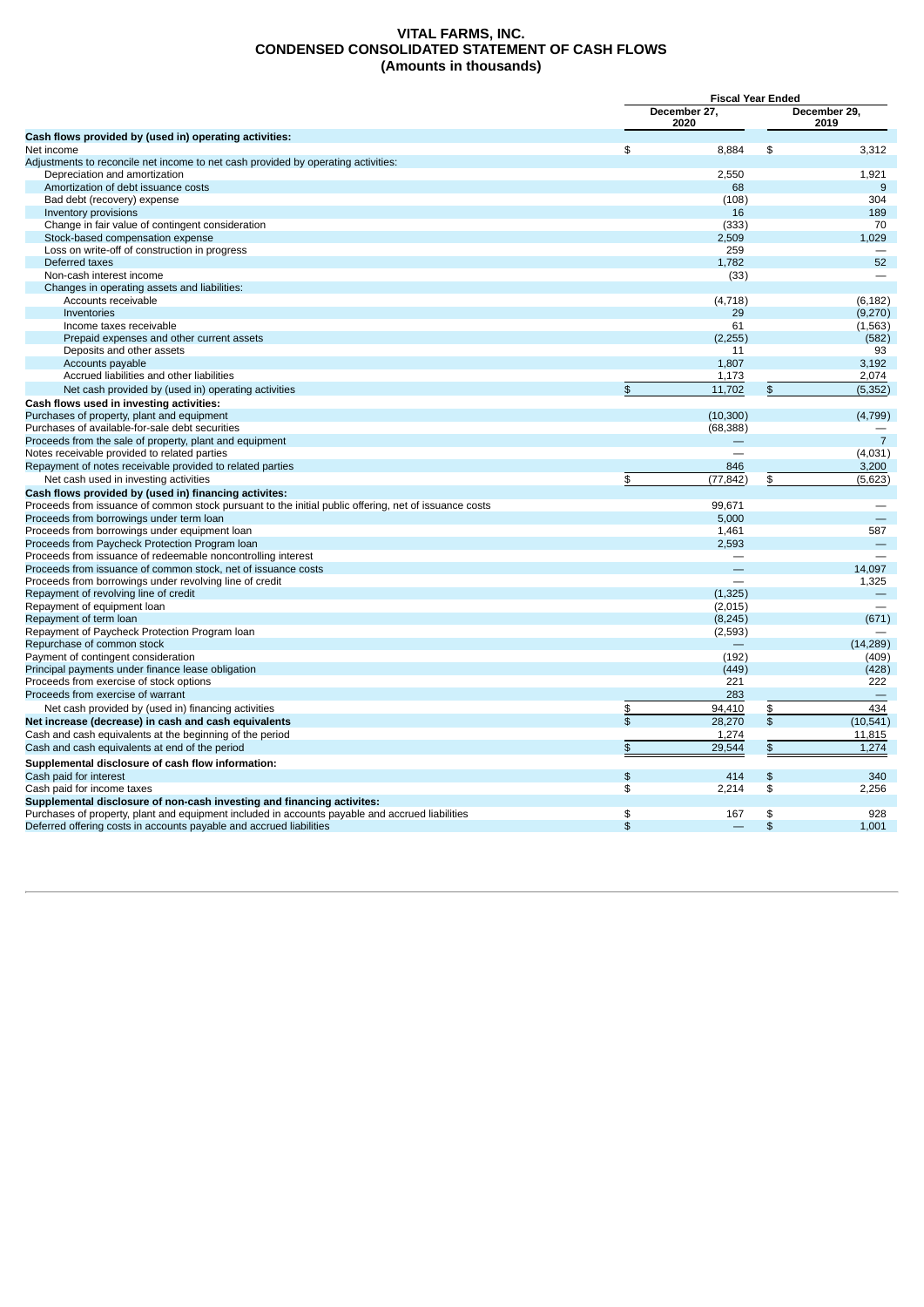# VITAL FARMS, INC.
## CONDENSED CONSOLIDATED STATEMENT OF CASH FLOWS
### (Amounts in thousands)

| | Fiscal Year Ended | |
|---|---|---|
| | December 27, 2020 | December 29, 2019 |
| **Cash flows provided by (used in) operating activities:** | | |
| Net income | $ 8,884 | $ 3,312 |
| Adjustments to reconcile net income to net cash provided by operating activities: | | |
| Depreciation and amortization | 2,550 | 1,921 |
| Amortization of debt issuance costs | 68 | 9 |
| Bad debt (recovery) expense | (108) | 304 |
| Inventory provisions | 16 | 189 |
| Change in fair value of contingent consideration | (333) | 70 |
| Stock-based compensation expense | 2,509 | 1,029 |
| Loss on write-off of construction in progress | 259 | — |
| Deferred taxes | 1,782 | 52 |
| Non-cash interest income | (33) | — |
| Changes in operating assets and liabilities: | | |
| Accounts receivable | (4,718) | (6,182) |
| Inventories | 29 | (9,270) |
| Income taxes receivable | 61 | (1,563) |
| Prepaid expenses and other current assets | (2,255) | (582) |
| Deposits and other assets | 11 | 93 |
| Accounts payable | 1,807 | 3,192 |
| Accrued liabilities and other liabilities | 1,173 | 2,074 |
| Net cash provided by (used in) operating activities | $ 11,702 | $ (5,352) |
| **Cash flows used in investing activities:** | | |
| Purchases of property, plant and equipment | (10,300) | (4,799) |
| Purchases of available-for-sale debt securities | (68,388) | — |
| Proceeds from the sale of property, plant and equipment | — | 7 |
| Notes receivable provided to related parties | — | (4,031) |
| Repayment of notes receivable provided to related parties | 846 | 3,200 |
| Net cash used in investing activities | $ (77,842) | $ (5,623) |
| **Cash flows provided by (used in) financing activites:** | | |
| Proceeds from issuance of common stock pursuant to the initial public offering, net of issuance costs | 99,671 | — |
| Proceeds from borrowings under term loan | 5,000 | — |
| Proceeds from borrowings under equipment loan | 1,461 | 587 |
| Proceeds from Paycheck Protection Program loan | 2,593 | — |
| Proceeds from issuance of redeemable noncontrolling interest | — | — |
| Proceeds from issuance of common stock, net of issuance costs | — | 14,097 |
| Proceeds from borrowings under revolving line of credit | — | 1,325 |
| Repayment of revolving line of credit | (1,325) | — |
| Repayment of equipment loan | (2,015) | — |
| Repayment of term loan | (8,245) | (671) |
| Repayment of Paycheck Protection Program loan | (2,593) | — |
| Repurchase of common stock | — | (14,289) |
| Payment of contingent consideration | (192) | (409) |
| Principal payments under finance lease obligation | (449) | (428) |
| Proceeds from exercise of stock options | 221 | 222 |
| Proceeds from exercise of warrant | 283 | — |
| Net cash provided by (used in) financing activities | $ 94,410 | $ 434 |
| **Net increase (decrease) in cash and cash equivalents** | $ 28,270 | $ (10,541) |
| Cash and cash equivalents at the beginning of the period | 1,274 | 11,815 |
| Cash and cash equivalents at end of the period | $ 29,544 | $ 1,274 |
| **Supplemental disclosure of cash flow information:** | | |
| Cash paid for interest | $ 414 | $ 340 |
| Cash paid for income taxes | $ 2,214 | $ 2,256 |
| **Supplemental disclosure of non-cash investing and financing activites:** | | |
| Purchases of property, plant and equipment included in accounts payable and accrued liabilities | $ 167 | $ 928 |
| Deferred offering costs in accounts payable and accrued liabilities | $ — | $ 1,001 |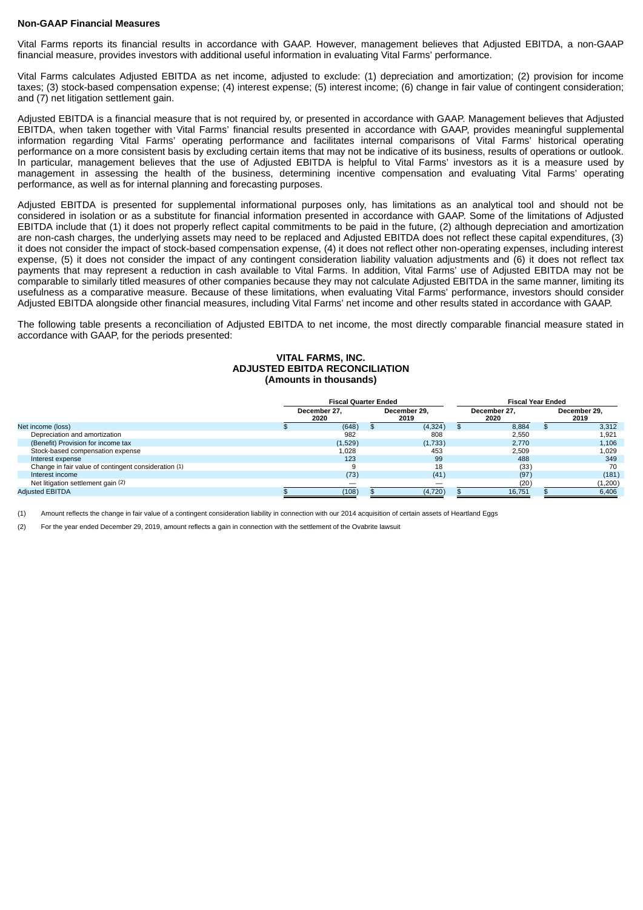**Non-GAAP Financial Measures**

Vital Farms reports its financial results in accordance with GAAP. However, management believes that Adjusted EBITDA, a non-GAAP financial measure, provides investors with additional useful information in evaluating Vital Farms' performance.

Vital Farms calculates Adjusted EBITDA as net income, adjusted to exclude: (1) depreciation and amortization; (2) provision for income taxes; (3) stock-based compensation expense; (4) interest expense; (5) interest income; (6) change in fair value of contingent consideration; and (7) net litigation settlement gain.

Adjusted EBITDA is a financial measure that is not required by, or presented in accordance with GAAP. Management believes that Adjusted EBITDA, when taken together with Vital Farms' financial results presented in accordance with GAAP, provides meaningful supplemental information regarding Vital Farms' operating performance and facilitates internal comparisons of Vital Farms' historical operating performance on a more consistent basis by excluding certain items that may not be indicative of its business, results of operations or outlook. In particular, management believes that the use of Adjusted EBITDA is helpful to Vital Farms' investors as it is a measure used by management in assessing the health of the business, determining incentive compensation and evaluating Vital Farms' operating performance, as well as for internal planning and forecasting purposes.

Adjusted EBITDA is presented for supplemental informational purposes only, has limitations as an analytical tool and should not be considered in isolation or as a substitute for financial information presented in accordance with GAAP. Some of the limitations of Adjusted EBITDA include that (1) it does not properly reflect capital commitments to be paid in the future, (2) although depreciation and amortization are non-cash charges, the underlying assets may need to be replaced and Adjusted EBITDA does not reflect these capital expenditures, (3) it does not consider the impact of stock-based compensation expense, (4) it does not reflect other non-operating expenses, including interest expense, (5) it does not consider the impact of any contingent consideration liability valuation adjustments and (6) it does not reflect tax payments that may represent a reduction in cash available to Vital Farms. In addition, Vital Farms' use of Adjusted EBITDA may not be comparable to similarly titled measures of other companies because they may not calculate Adjusted EBITDA in the same manner, limiting its usefulness as a comparative measure. Because of these limitations, when evaluating Vital Farms' performance, investors should consider Adjusted EBITDA alongside other financial measures, including Vital Farms' net income and other results stated in accordance with GAAP.

The following table presents a reconciliation of Adjusted EBITDA to net income, the most directly comparable financial measure stated in accordance with GAAP, for the periods presented:

**VITAL FARMS, INC.**
**ADJUSTED EBITDA RECONCILIATION**
**(Amounts in thousands)**

| | Fiscal Quarter Ended | | Fiscal Year Ended | |
|---|---|---|---|---|
| | December 27, 2020 | December 29, 2019 | December 27, 2020 | December 29, 2019 |
| Net income (loss) | $ (648) | $ (4,324) | $ 8,884 | $ 3,312 |
| Depreciation and amortization | 982 | 808 | 2,550 | 1,921 |
| (Benefit) Provision for income tax | (1,529) | (1,733) | 2,770 | 1,106 |
| Stock-based compensation expense | 1,028 | 453 | 2,509 | 1,029 |
| Interest expense | 123 | 99 | 488 | 349 |
| Change in fair value of contingent consideration (1) | 9 | 18 | (33) | 70 |
| Interest income | (73) | (41) | (97) | (181) |
| Net litigation settlement gain (2) | — | — | (20) | (1,200) |
| Adjusted EBITDA | $ (108) | $ (4,720) | $ 16,751 | $ 6,406 |

(1) Amount reflects the change in fair value of a contingent consideration liability in connection with our 2014 acquisition of certain assets of Heartland Eggs

(2) For the year ended December 29, 2019, amount reflects a gain in connection with the settlement of the Ovabrite lawsuit